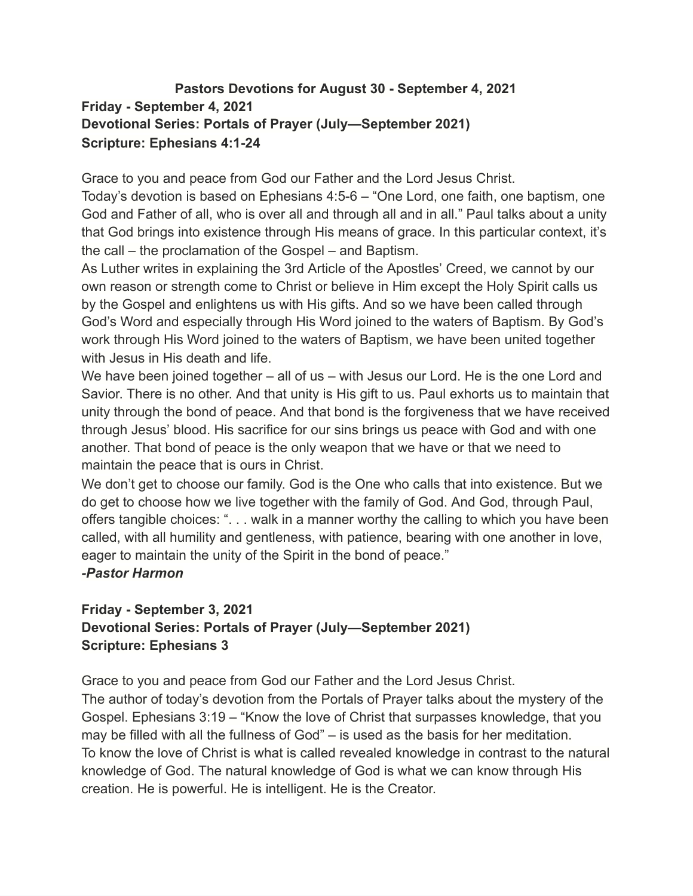# Pastors Devotions for August 30 - September 4, 2021

## Friday - September 4, 2021
## Devotional Series: Portals of Prayer (July—September 2021)
## Scripture: Ephesians 4:1-24

Grace to you and peace from God our Father and the Lord Jesus Christ.

Today's devotion is based on Ephesians 4:5-6 – "One Lord, one faith, one baptism, one God and Father of all, who is over all and through all and in all." Paul talks about a unity that God brings into existence through His means of grace. In this particular context, it's the call – the proclamation of the Gospel – and Baptism.

As Luther writes in explaining the 3rd Article of the Apostles' Creed, we cannot by our own reason or strength come to Christ or believe in Him except the Holy Spirit calls us by the Gospel and enlightens us with His gifts. And so we have been called through God's Word and especially through His Word joined to the waters of Baptism. By God's work through His Word joined to the waters of Baptism, we have been united together with Jesus in His death and life.

We have been joined together – all of us – with Jesus our Lord. He is the one Lord and Savior. There is no other. And that unity is His gift to us. Paul exhorts us to maintain that unity through the bond of peace. And that bond is the forgiveness that we have received through Jesus' blood. His sacrifice for our sins brings us peace with God and with one another. That bond of peace is the only weapon that we have or that we need to maintain the peace that is ours in Christ.

We don't get to choose our family. God is the One who calls that into existence. But we do get to choose how we live together with the family of God. And God, through Paul, offers tangible choices: ". . . walk in a manner worthy the calling to which you have been called, with all humility and gentleness, with patience, bearing with one another in love, eager to maintain the unity of the Spirit in the bond of peace."

***-Pastor Harmon***

## Friday - September 3, 2021
## Devotional Series: Portals of Prayer (July—September 2021)
## Scripture: Ephesians 3

Grace to you and peace from God our Father and the Lord Jesus Christ.

The author of today's devotion from the Portals of Prayer talks about the mystery of the Gospel. Ephesians 3:19 – "Know the love of Christ that surpasses knowledge, that you may be filled with all the fullness of God" – is used as the basis for her meditation.

To know the love of Christ is what is called revealed knowledge in contrast to the natural knowledge of God. The natural knowledge of God is what we can know through His creation. He is powerful. He is intelligent. He is the Creator.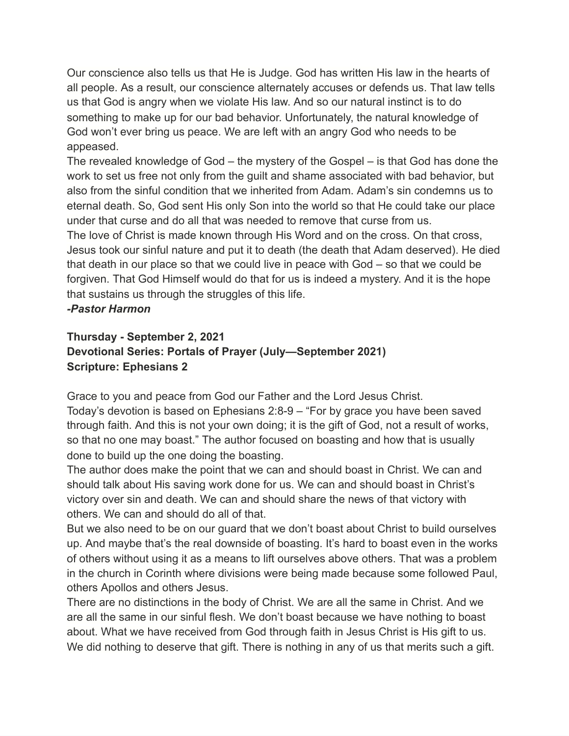Our conscience also tells us that He is Judge. God has written His law in the hearts of all people. As a result, our conscience alternately accuses or defends us. That law tells us that God is angry when we violate His law. And so our natural instinct is to do something to make up for our bad behavior. Unfortunately, the natural knowledge of God won't ever bring us peace. We are left with an angry God who needs to be appeased.

The revealed knowledge of God – the mystery of the Gospel – is that God has done the work to set us free not only from the guilt and shame associated with bad behavior, but also from the sinful condition that we inherited from Adam. Adam's sin condemns us to eternal death. So, God sent His only Son into the world so that He could take our place under that curse and do all that was needed to remove that curse from us.

The love of Christ is made known through His Word and on the cross. On that cross, Jesus took our sinful nature and put it to death (the death that Adam deserved). He died that death in our place so that we could live in peace with God – so that we could be forgiven. That God Himself would do that for us is indeed a mystery. And it is the hope that sustains us through the struggles of this life.

***-Pastor Harmon***

**Thursday - September 2, 2021**
**Devotional Series: Portals of Prayer (July—September 2021)**
**Scripture: Ephesians 2**

Grace to you and peace from God our Father and the Lord Jesus Christ.

Today's devotion is based on Ephesians 2:8-9 – "For by grace you have been saved through faith. And this is not your own doing; it is the gift of God, not a result of works, so that no one may boast." The author focused on boasting and how that is usually done to build up the one doing the boasting.

The author does make the point that we can and should boast in Christ. We can and should talk about His saving work done for us. We can and should boast in Christ's victory over sin and death. We can and should share the news of that victory with others. We can and should do all of that.

But we also need to be on our guard that we don't boast about Christ to build ourselves up. And maybe that's the real downside of boasting. It's hard to boast even in the works of others without using it as a means to lift ourselves above others. That was a problem in the church in Corinth where divisions were being made because some followed Paul, others Apollos and others Jesus.

There are no distinctions in the body of Christ. We are all the same in Christ. And we are all the same in our sinful flesh. We don't boast because we have nothing to boast about. What we have received from God through faith in Jesus Christ is His gift to us. We did nothing to deserve that gift. There is nothing in any of us that merits such a gift.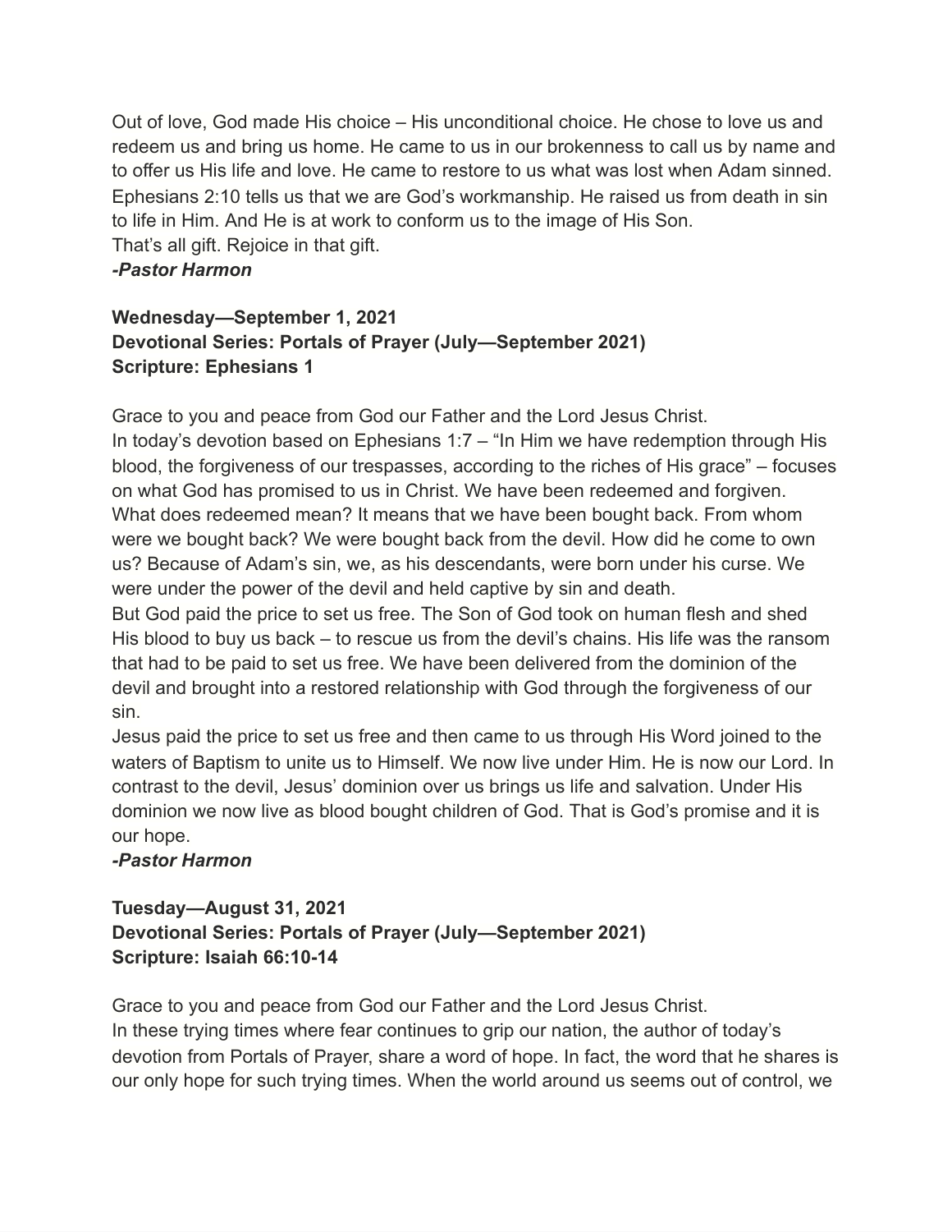Out of love, God made His choice – His unconditional choice. He chose to love us and redeem us and bring us home. He came to us in our brokenness to call us by name and to offer us His life and love. He came to restore to us what was lost when Adam sinned. Ephesians 2:10 tells us that we are God's workmanship. He raised us from death in sin to life in Him. And He is at work to conform us to the image of His Son.
That's all gift. Rejoice in that gift.
***-Pastor Harmon***

**Wednesday—September 1, 2021**
**Devotional Series: Portals of Prayer (July—September 2021)**
**Scripture: Ephesians 1**

Grace to you and peace from God our Father and the Lord Jesus Christ.
In today's devotion based on Ephesians 1:7 – "In Him we have redemption through His blood, the forgiveness of our trespasses, according to the riches of His grace" – focuses on what God has promised to us in Christ. We have been redeemed and forgiven. What does redeemed mean? It means that we have been bought back. From whom were we bought back? We were bought back from the devil. How did he come to own us? Because of Adam's sin, we, as his descendants, were born under his curse. We were under the power of the devil and held captive by sin and death.
But God paid the price to set us free. The Son of God took on human flesh and shed His blood to buy us back – to rescue us from the devil's chains. His life was the ransom that had to be paid to set us free. We have been delivered from the dominion of the devil and brought into a restored relationship with God through the forgiveness of our sin.
Jesus paid the price to set us free and then came to us through His Word joined to the waters of Baptism to unite us to Himself. We now live under Him. He is now our Lord. In contrast to the devil, Jesus' dominion over us brings us life and salvation. Under His dominion we now live as blood bought children of God. That is God's promise and it is our hope.
***-Pastor Harmon***

**Tuesday—August 31, 2021**
**Devotional Series: Portals of Prayer (July—September 2021)**
**Scripture: Isaiah 66:10-14**

Grace to you and peace from God our Father and the Lord Jesus Christ.
In these trying times where fear continues to grip our nation, the author of today's devotion from Portals of Prayer, share a word of hope. In fact, the word that he shares is our only hope for such trying times. When the world around us seems out of control, we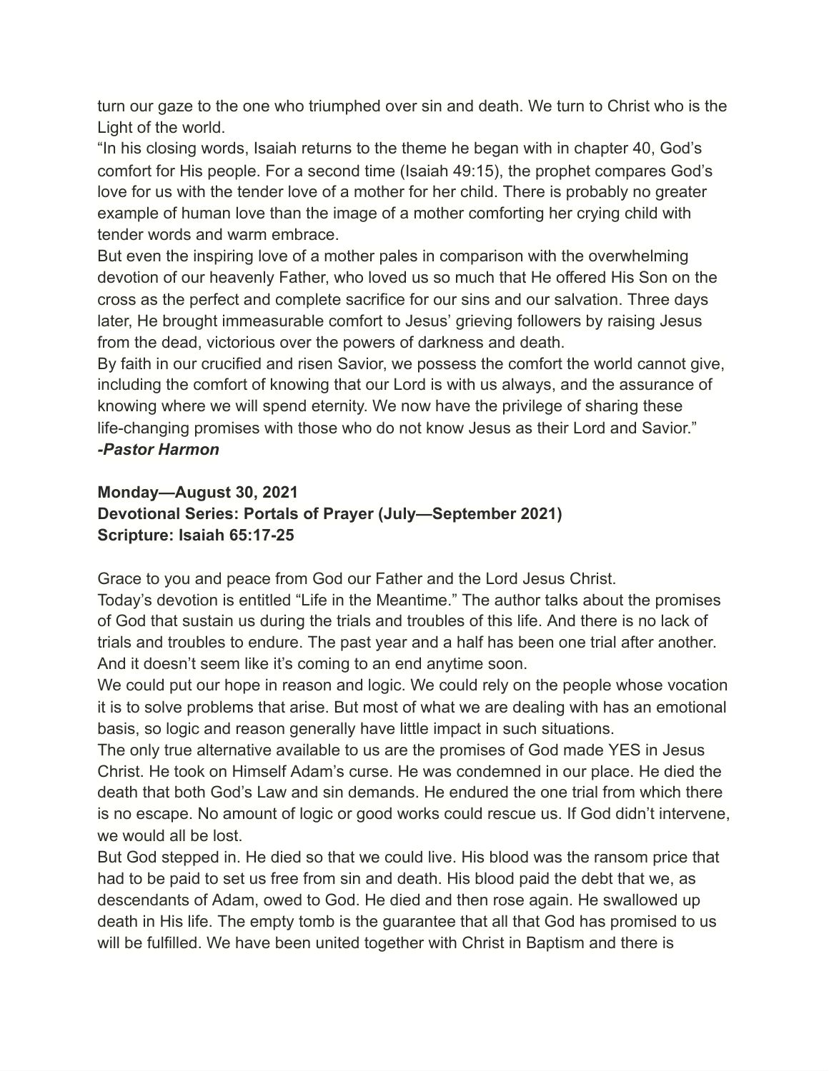turn our gaze to the one who triumphed over sin and death. We turn to Christ who is the Light of the world.

"In his closing words, Isaiah returns to the theme he began with in chapter 40, God's comfort for His people. For a second time (Isaiah 49:15), the prophet compares God's love for us with the tender love of a mother for her child. There is probably no greater example of human love than the image of a mother comforting her crying child with tender words and warm embrace.

But even the inspiring love of a mother pales in comparison with the overwhelming devotion of our heavenly Father, who loved us so much that He offered His Son on the cross as the perfect and complete sacrifice for our sins and our salvation. Three days later, He brought immeasurable comfort to Jesus' grieving followers by raising Jesus from the dead, victorious over the powers of darkness and death.

By faith in our crucified and risen Savior, we possess the comfort the world cannot give, including the comfort of knowing that our Lord is with us always, and the assurance of knowing where we will spend eternity. We now have the privilege of sharing these life-changing promises with those who do not know Jesus as their Lord and Savior."

***-Pastor Harmon***

**Monday—August 30, 2021**
**Devotional Series: Portals of Prayer (July—September 2021)**
**Scripture: Isaiah 65:17-25**

Grace to you and peace from God our Father and the Lord Jesus Christ.

Today's devotion is entitled "Life in the Meantime." The author talks about the promises of God that sustain us during the trials and troubles of this life. And there is no lack of trials and troubles to endure. The past year and a half has been one trial after another. And it doesn't seem like it's coming to an end anytime soon.

We could put our hope in reason and logic. We could rely on the people whose vocation it is to solve problems that arise. But most of what we are dealing with has an emotional basis, so logic and reason generally have little impact in such situations.

The only true alternative available to us are the promises of God made YES in Jesus Christ. He took on Himself Adam's curse. He was condemned in our place. He died the death that both God's Law and sin demands. He endured the one trial from which there is no escape. No amount of logic or good works could rescue us. If God didn't intervene, we would all be lost.

But God stepped in. He died so that we could live. His blood was the ransom price that had to be paid to set us free from sin and death. His blood paid the debt that we, as descendants of Adam, owed to God. He died and then rose again. He swallowed up death in His life. The empty tomb is the guarantee that all that God has promised to us will be fulfilled. We have been united together with Christ in Baptism and there is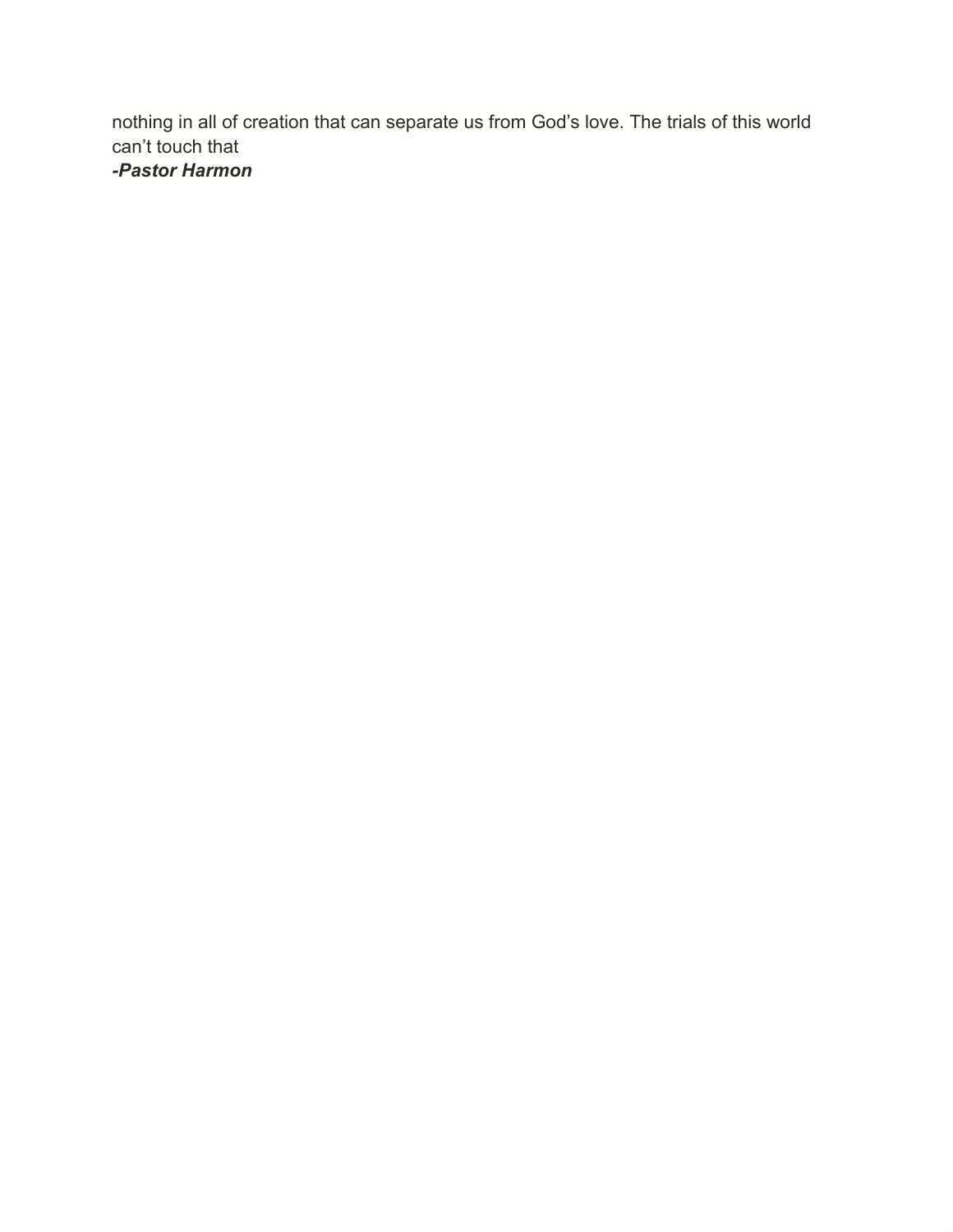nothing in all of creation that can separate us from God’s love. The trials of this world can’t touch that

***-Pastor Harmon***